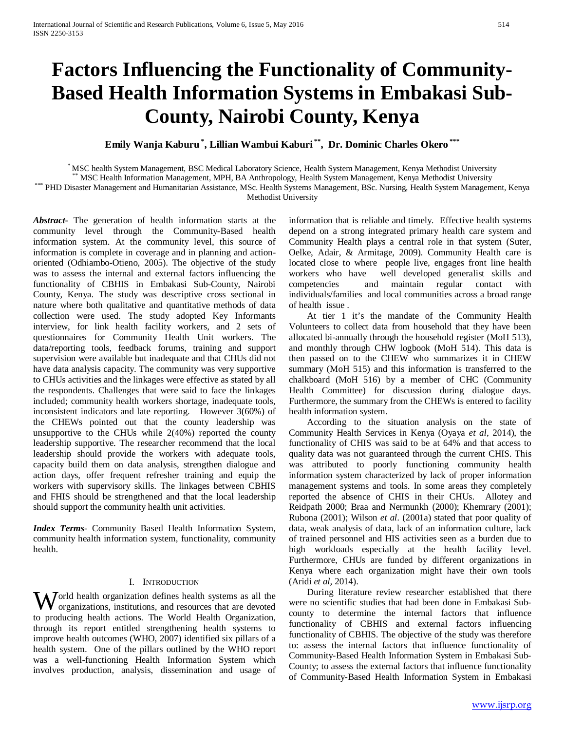# Factors Influencing the Functionality of Community-Based Health Information Systems in Embakasi Sub-County, Nairobi County, Kenya

**Emily Wanja Kaburu [*], Lillian Wambui Kaburi [**], Dr. Dominic Charles Okero [***]**

[*] MSC health System Management, BSC Medical Laboratory Science, Health System Management, Kenya Methodist University
[**] MSC Health Information Management, MPH, BA Anthropology, Health System Management, Kenya Methodist University
[***] PHD Disaster Management and Humanitarian Assistance, MSc. Health Systems Management, BSc. Nursing, Health System Management, Kenya Methodist University

***Abstract*-** The generation of health information starts at the community level through the Community-Based health information system. At the community level, this source of information is complete in coverage and in planning and action-oriented (Odhiambo-Otieno, 2005). The objective of the study was to assess the internal and external factors influencing the functionality of CBHIS in Embakasi Sub-County, Nairobi County, Kenya. The study was descriptive cross sectional in nature where both qualitative and quantitative methods of data collection were used. The study adopted Key Informants interview, for link health facility workers, and 2 sets of questionnaires for Community Health Unit workers. The data/reporting tools, feedback forums, training and support supervision were available but inadequate and that CHUs did not have data analysis capacity. The community was very supportive to CHUs activities and the linkages were effective as stated by all the respondents. Challenges that were said to face the linkages included; community health workers shortage, inadequate tools, inconsistent indicators and late reporting. However 3(60%) of the CHEWs pointed out that the county leadership was unsupportive to the CHUs while 2(40%) reported the county leadership supportive. The researcher recommend that the local leadership should provide the workers with adequate tools, capacity build them on data analysis, strengthen dialogue and action days, offer frequent refresher training and equip the workers with supervisory skills. The linkages between CBHIS and FHIS should be strengthened and that the local leadership should support the community health unit activities.

***Index Terms*-** Community Based Health Information System, community health information system, functionality, community health.

## I. Introduction

World health organization defines health systems as all the organizations, institutions, and resources that are devoted to producing health actions. The World Health Organization, through its report entitled strengthening health systems to improve health outcomes (WHO, 2007) identified six pillars of a health system. One of the pillars outlined by the WHO report was a well-functioning Health Information System which involves production, analysis, dissemination and usage of information that is reliable and timely. Effective health systems depend on a strong integrated primary health care system and Community Health plays a central role in that system (Suter, Oelke, Adair, & Armitage, 2009). Community Health care is located close to where people live, engages front line health workers who have well developed generalist skills and competencies and maintain regular contact with individuals/families and local communities across a broad range of health issue .

At tier 1 it's the mandate of the Community Health Volunteers to collect data from household that they have been allocated bi-annually through the household register (MoH 513), and monthly through CHW logbook (MoH 514). This data is then passed on to the CHEW who summarizes it in CHEW summary (MoH 515) and this information is transferred to the chalkboard (MoH 516) by a member of CHC (Community Health Committee) for discussion during dialogue days. Furthermore, the summary from the CHEWs is entered to facility health information system.

According to the situation analysis on the state of Community Health Services in Kenya (Oyaya *et al*, 2014), the functionality of CHIS was said to be at 64% and that access to quality data was not guaranteed through the current CHIS. This was attributed to poorly functioning community health information system characterized by lack of proper information management systems and tools. In some areas they completely reported the absence of CHIS in their CHUs. Allotey and Reidpath 2000; Braa and Nermunkh (2000); Khemrary (2001); Rubona (2001); Wilson *et al*. (2001a) stated that poor quality of data, weak analysis of data, lack of an information culture, lack of trained personnel and HIS activities seen as a burden due to high workloads especially at the health facility level. Furthermore, CHUs are funded by different organizations in Kenya where each organization might have their own tools (Aridi *et al,* 2014).

During literature review researcher established that there were no scientific studies that had been done in Embakasi Sub-county to determine the internal factors that influence functionality of CBHIS and external factors influencing functionality of CBHIS. The objective of the study was therefore to: assess the internal factors that influence functionality of Community-Based Health Information System in Embakasi Sub-County; to assess the external factors that influence functionality of Community-Based Health Information System in Embakasi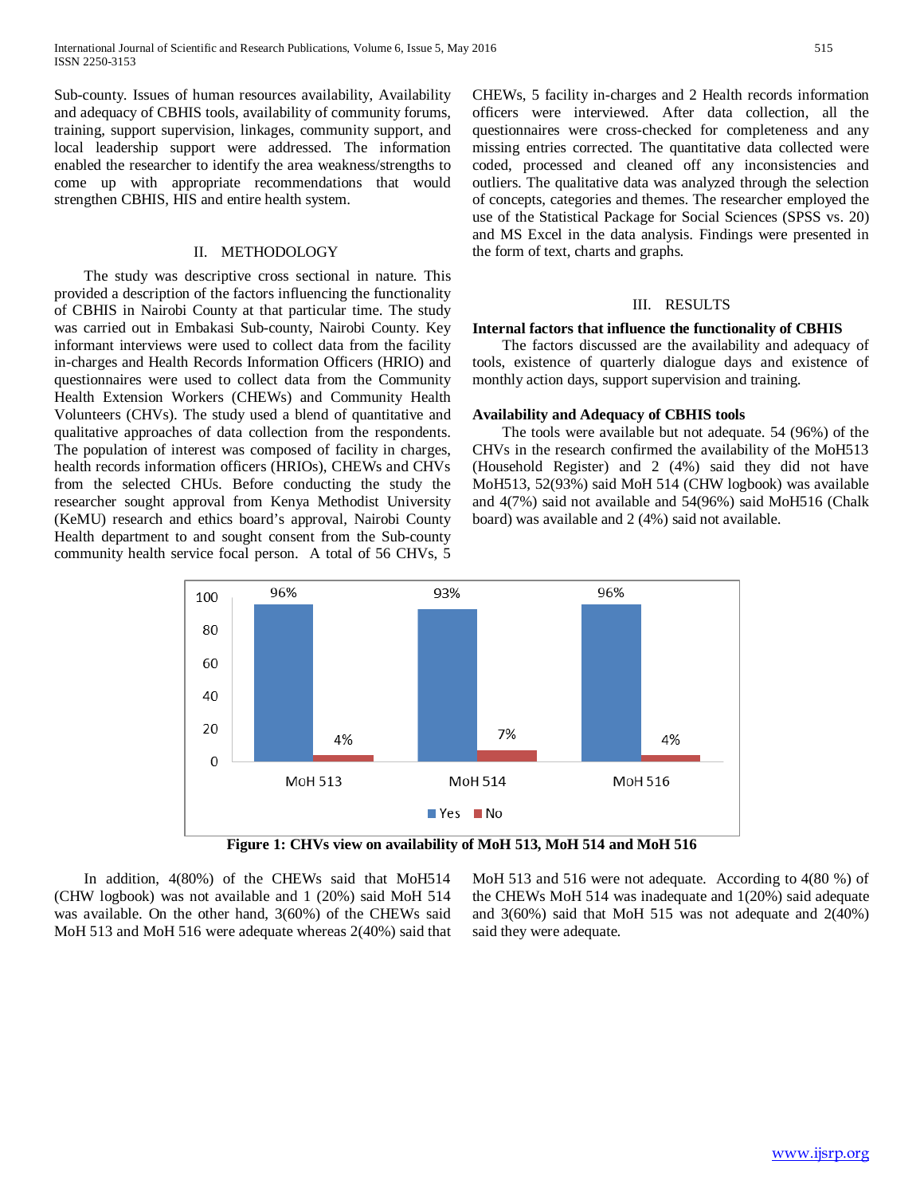Sub-county. Issues of human resources availability, Availability and adequacy of CBHIS tools, availability of community forums, training, support supervision, linkages, community support, and local leadership support were addressed. The information enabled the researcher to identify the area weakness/strengths to come up with appropriate recommendations that would strengthen CBHIS, HIS and entire health system.

## II. METHODOLOGY

The study was descriptive cross sectional in nature. This provided a description of the factors influencing the functionality of CBHIS in Nairobi County at that particular time. The study was carried out in Embakasi Sub-county, Nairobi County. Key informant interviews were used to collect data from the facility in-charges and Health Records Information Officers (HRIO) and questionnaires were used to collect data from the Community Health Extension Workers (CHEWs) and Community Health Volunteers (CHVs). The study used a blend of quantitative and qualitative approaches of data collection from the respondents. The population of interest was composed of facility in charges, health records information officers (HRIOs), CHEWs and CHVs from the selected CHUs. Before conducting the study the researcher sought approval from Kenya Methodist University (KeMU) research and ethics board's approval, Nairobi County Health department to and sought consent from the Sub-county community health service focal person. A total of 56 CHVs, 5 CHEWs, 5 facility in-charges and 2 Health records information officers were interviewed. After data collection, all the questionnaires were cross-checked for completeness and any missing entries corrected. The quantitative data collected were coded, processed and cleaned off any inconsistencies and outliers. The qualitative data was analyzed through the selection of concepts, categories and themes. The researcher employed the use of the Statistical Package for Social Sciences (SPSS vs. 20) and MS Excel in the data analysis. Findings were presented in the form of text, charts and graphs.

## III. RESULTS

**Internal factors that influence the functionality of CBHIS**

The factors discussed are the availability and adequacy of tools, existence of quarterly dialogue days and existence of monthly action days, support supervision and training.

**Availability and Adequacy of CBHIS tools**

The tools were available but not adequate. 54 (96%) of the CHVs in the research confirmed the availability of the MoH513 (Household Register) and 2 (4%) said they did not have MoH513, 52(93%) said MoH 514 (CHW logbook) was available and 4(7%) said not available and 54(96%) said MoH516 (Chalk board) was available and 2 (4%) said not available.

| | MoH 513 | MoH 514 | MoH 516 |
|---|---|---|---|
| Yes | 96% | 93% | 96% |
| No | 4% | 7% | 4% |

**Figure 1: CHVs view on availability of MoH 513, MoH 514 and MoH 516**

In addition, 4(80%) of the CHEWs said that MoH514 (CHW logbook) was not available and 1 (20%) said MoH 514 was available. On the other hand, 3(60%) of the CHEWs said MoH 513 and MoH 516 were adequate whereas 2(40%) said that MoH 513 and 516 were not adequate. According to 4(80 %) of the CHEWs MoH 514 was inadequate and 1(20%) said adequate and 3(60%) said that MoH 515 was not adequate and 2(40%) said they were adequate.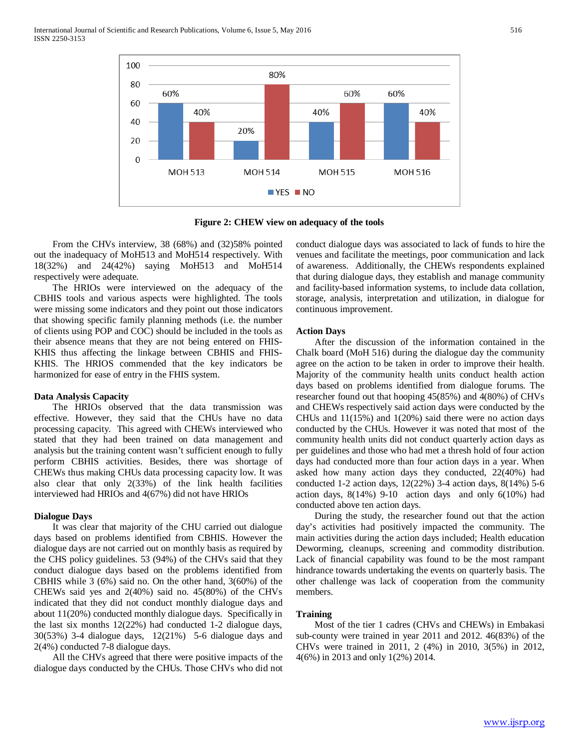| | MOH 513 | MOH 514 | MOH 515 | MOH 516 |
|---|---|---|---|---|
| YES | 60% | 20% | 40% | 60% |
| NO | 40% | 80% | 60% | 40% |

**Figure 2: CHEW view on adequacy of the tools**

From the CHVs interview, 38 (68%) and (32)58% pointed out the inadequacy of MoH513 and MoH514 respectively. With 18(32%) and 24(42%) saying MoH513 and MoH514 respectively were adequate.

The HRIOs were interviewed on the adequacy of the CBHIS tools and various aspects were highlighted. The tools were missing some indicators and they point out those indicators that showing specific family planning methods (i.e. the number of clients using POP and COC) should be included in the tools as their absence means that they are not being entered on FHIS-KHIS thus affecting the linkage between CBHIS and FHIS-KHIS. The HRIOS commended that the key indicators be harmonized for ease of entry in the FHIS system.

### Data Analysis Capacity

The HRIOs observed that the data transmission was effective. However, they said that the CHUs have no data processing capacity. This agreed with CHEWs interviewed who stated that they had been trained on data management and analysis but the training content wasn't sufficient enough to fully perform CBHIS activities. Besides, there was shortage of CHEWs thus making CHUs data processing capacity low. It was also clear that only 2(33%) of the link health facilities interviewed had HRIOs and 4(67%) did not have HRIOs

### Dialogue Days

It was clear that majority of the CHU carried out dialogue days based on problems identified from CBHIS. However the dialogue days are not carried out on monthly basis as required by the CHS policy guidelines. 53 (94%) of the CHVs said that they conduct dialogue days based on the problems identified from CBHIS while 3 (6%) said no. On the other hand, 3(60%) of the CHEWs said yes and 2(40%) said no. 45(80%) of the CHVs indicated that they did not conduct monthly dialogue days and about 11(20%) conducted monthly dialogue days. Specifically in the last six months 12(22%) had conducted 1-2 dialogue days, 30(53%) 3-4 dialogue days, 12(21%) 5-6 dialogue days and 2(4%) conducted 7-8 dialogue days.

All the CHVs agreed that there were positive impacts of the dialogue days conducted by the CHUs. Those CHVs who did not conduct dialogue days was associated to lack of funds to hire the venues and facilitate the meetings, poor communication and lack of awareness. Additionally, the CHEWs respondents explained that during dialogue days, they establish and manage community and facility-based information systems, to include data collation, storage, analysis, interpretation and utilization, in dialogue for continuous improvement.

### Action Days

After the discussion of the information contained in the Chalk board (MoH 516) during the dialogue day the community agree on the action to be taken in order to improve their health. Majority of the community health units conduct health action days based on problems identified from dialogue forums. The researcher found out that hooping 45(85%) and 4(80%) of CHVs and CHEWs respectively said action days were conducted by the CHUs and 11(15%) and 1(20%) said there were no action days conducted by the CHUs. However it was noted that most of the community health units did not conduct quarterly action days as per guidelines and those who had met a thresh hold of four action days had conducted more than four action days in a year. When asked how many action days they conducted, 22(40%) had conducted 1-2 action days, 12(22%) 3-4 action days, 8(14%) 5-6 action days, 8(14%) 9-10 action days and only 6(10%) had conducted above ten action days.

During the study, the researcher found out that the action day's activities had positively impacted the community. The main activities during the action days included; Health education Deworming, cleanups, screening and commodity distribution. Lack of financial capability was found to be the most rampant hindrance towards undertaking the events on quarterly basis. The other challenge was lack of cooperation from the community members.

### Training

Most of the tier 1 cadres (CHVs and CHEWs) in Embakasi sub-county were trained in year 2011 and 2012. 46(83%) of the CHVs were trained in 2011, 2 (4%) in 2010, 3(5%) in 2012, 4(6%) in 2013 and only 1(2%) 2014.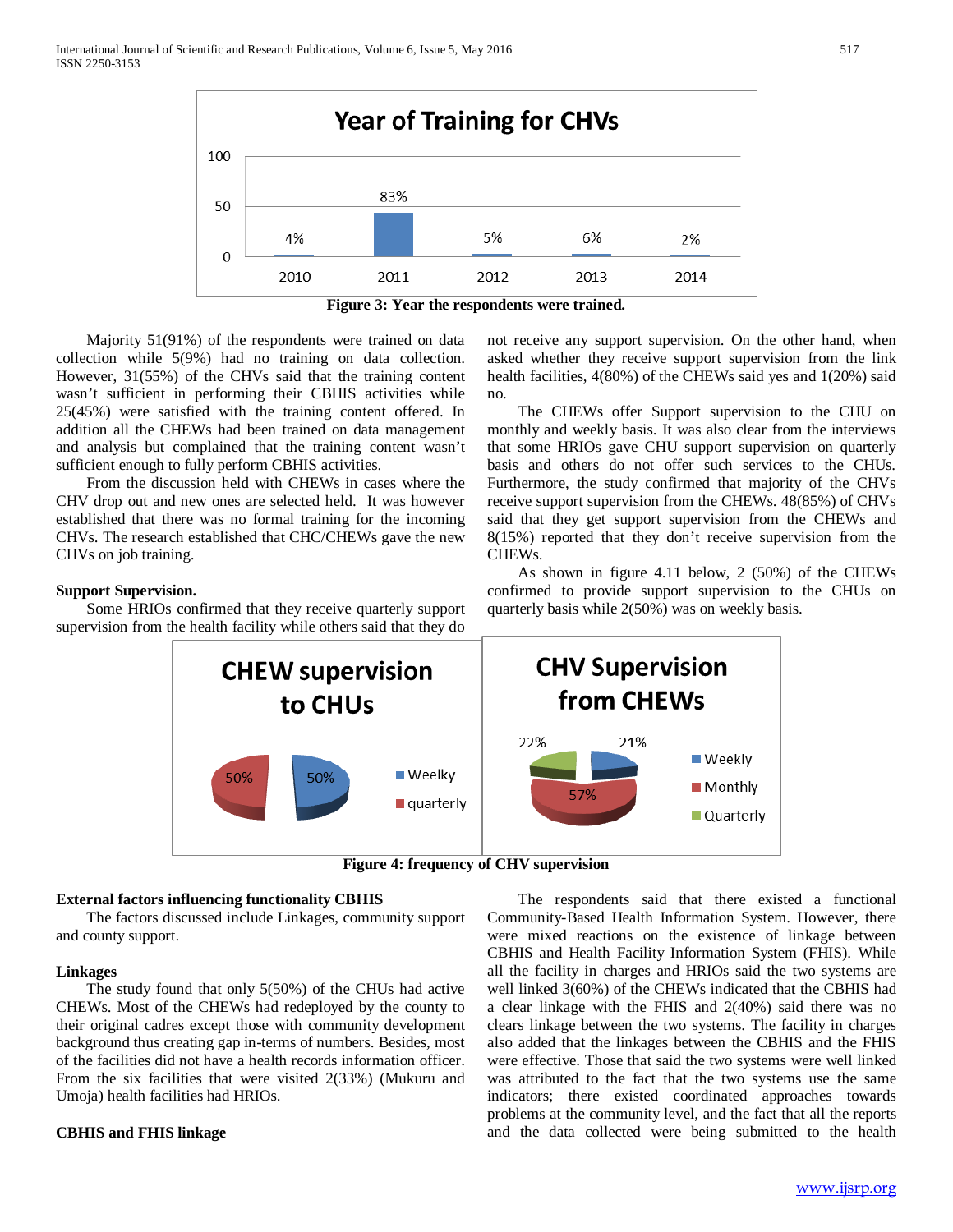Figure 3: Year the respondents were trained.

Majority 51(91%) of the respondents were trained on data collection while 5(9%) had no training on data collection. However, 31(55%) of the CHVs said that the training content wasn't sufficient in performing their CBHIS activities while 25(45%) were satisfied with the training content offered. In addition all the CHEWs had been trained on data management and analysis but complained that the training content wasn't sufficient enough to fully perform CBHIS activities.

From the discussion held with CHEWs in cases where the CHV drop out and new ones are selected held. It was however established that there was no formal training for the incoming CHVs. The research established that CHC/CHEWs gave the new CHVs on job training.

**Support Supervision.**

Some HRIOs confirmed that they receive quarterly support supervision from the health facility while others said that they do not receive any support supervision. On the other hand, when asked whether they receive support supervision from the link health facilities, 4(80%) of the CHEWs said yes and 1(20%) said no.

The CHEWs offer Support supervision to the CHU on monthly and weekly basis. It was also clear from the interviews that some HRIOs gave CHU support supervision on quarterly basis and others do not offer such services to the CHUs. Furthermore, the study confirmed that majority of the CHVs receive support supervision from the CHEWs. 48(85%) of CHVs said that they get support supervision from the CHEWs and 8(15%) reported that they don't receive supervision from the CHEWs.

As shown in figure 4.11 below, 2 (50%) of the CHEWs confirmed to provide support supervision to the CHUs on quarterly basis while 2(50%) was on weekly basis.

Figure 4: frequency of CHV supervision

**External factors influencing functionality CBHIS**

The factors discussed include Linkages, community support and county support.

**Linkages**

The study found that only 5(50%) of the CHUs had active CHEWs. Most of the CHEWs had redeployed by the county to their original cadres except those with community development background thus creating gap in-terms of numbers. Besides, most of the facilities did not have a health records information officer. From the six facilities that were visited 2(33%) (Mukuru and Umoja) health facilities had HRIOs.

**CBHIS and FHIS linkage**

The respondents said that there existed a functional Community-Based Health Information System. However, there were mixed reactions on the existence of linkage between CBHIS and Health Facility Information System (FHIS). While all the facility in charges and HRIOs said the two systems are well linked 3(60%) of the CHEWs indicated that the CBHIS had a clear linkage with the FHIS and 2(40%) said there was no clears linkage between the two systems. The facility in charges also added that the linkages between the CBHIS and the FHIS were effective. Those that said the two systems were well linked was attributed to the fact that the two systems use the same indicators; there existed coordinated approaches towards problems at the community level, and the fact that all the reports and the data collected were being submitted to the health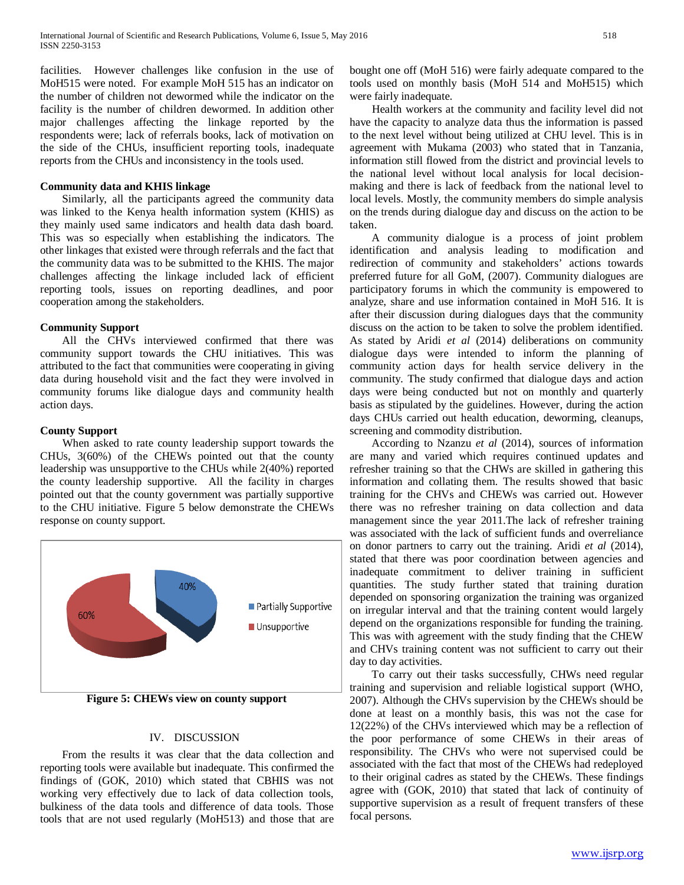facilities. However challenges like confusion in the use of MoH515 were noted. For example MoH 515 has an indicator on the number of children not dewormed while the indicator on the facility is the number of children dewormed. In addition other major challenges affecting the linkage reported by the respondents were; lack of referrals books, lack of motivation on the side of the CHUs, insufficient reporting tools, inadequate reports from the CHUs and inconsistency in the tools used.

**Community data and KHIS linkage**

Similarly, all the participants agreed the community data was linked to the Kenya health information system (KHIS) as they mainly used same indicators and health data dash board. This was so especially when establishing the indicators. The other linkages that existed were through referrals and the fact that the community data was to be submitted to the KHIS. The major challenges affecting the linkage included lack of efficient reporting tools, issues on reporting deadlines, and poor cooperation among the stakeholders.

**Community Support**

All the CHVs interviewed confirmed that there was community support towards the CHU initiatives. This was attributed to the fact that communities were cooperating in giving data during household visit and the fact they were involved in community forums like dialogue days and community health action days.

**County Support**

When asked to rate county leadership support towards the CHUs, 3(60%) of the CHEWs pointed out that the county leadership was unsupportive to the CHUs while 2(40%) reported the county leadership supportive. All the facility in charges pointed out that the county government was partially supportive to the CHU initiative. Figure 5 below demonstrate the CHEWs response on county support.

| Response | Percentage |
|---|---|
| Partially Supportive | 40% |
| Unsupportive | 60% |

**Figure 5: CHEWs view on county support**

## IV. DISCUSSION

From the results it was clear that the data collection and reporting tools were available but inadequate. This confirmed the findings of (GOK, 2010) which stated that CBHIS was not working very effectively due to lack of data collection tools, bulkiness of the data tools and difference of data tools. Those tools that are not used regularly (MoH513) and those that are bought one off (MoH 516) were fairly adequate compared to the tools used on monthly basis (MoH 514 and MoH515) which were fairly inadequate.

Health workers at the community and facility level did not have the capacity to analyze data thus the information is passed to the next level without being utilized at CHU level. This is in agreement with Mukama (2003) who stated that in Tanzania, information still flowed from the district and provincial levels to the national level without local analysis for local decision-making and there is lack of feedback from the national level to local levels. Mostly, the community members do simple analysis on the trends during dialogue day and discuss on the action to be taken.

A community dialogue is a process of joint problem identification and analysis leading to modification and redirection of community and stakeholders' actions towards preferred future for all GoM, (2007). Community dialogues are participatory forums in which the community is empowered to analyze, share and use information contained in MoH 516. It is after their discussion during dialogues days that the community discuss on the action to be taken to solve the problem identified. As stated by Aridi *et al* (2014) deliberations on community dialogue days were intended to inform the planning of community action days for health service delivery in the community. The study confirmed that dialogue days and action days were being conducted but not on monthly and quarterly basis as stipulated by the guidelines. However, during the action days CHUs carried out health education, deworming, cleanups, screening and commodity distribution.

According to Nzanzu *et al* (2014), sources of information are many and varied which requires continued updates and refresher training so that the CHWs are skilled in gathering this information and collating them. The results showed that basic training for the CHVs and CHEWs was carried out. However there was no refresher training on data collection and data management since the year 2011.The lack of refresher training was associated with the lack of sufficient funds and overreliance on donor partners to carry out the training. Aridi *et al* (2014), stated that there was poor coordination between agencies and inadequate commitment to deliver training in sufficient quantities. The study further stated that training duration depended on sponsoring organization the training was organized on irregular interval and that the training content would largely depend on the organizations responsible for funding the training. This was with agreement with the study finding that the CHEW and CHVs training content was not sufficient to carry out their day to day activities.

To carry out their tasks successfully, CHWs need regular training and supervision and reliable logistical support (WHO, 2007). Although the CHVs supervision by the CHEWs should be done at least on a monthly basis, this was not the case for 12(22%) of the CHVs interviewed which may be a reflection of the poor performance of some CHEWs in their areas of responsibility. The CHVs who were not supervised could be associated with the fact that most of the CHEWs had redeployed to their original cadres as stated by the CHEWs. These findings agree with (GOK, 2010) that stated that lack of continuity of supportive supervision as a result of frequent transfers of these focal persons.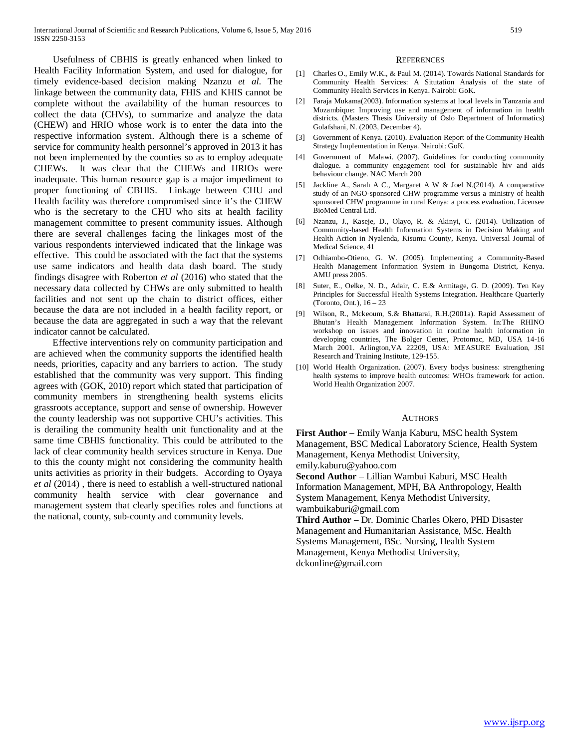Usefulness of CBHIS is greatly enhanced when linked to Health Facility Information System, and used for dialogue, for timely evidence-based decision making Nzanzu *et al*. The linkage between the community data, FHIS and KHIS cannot be complete without the availability of the human resources to collect the data (CHVs), to summarize and analyze the data (CHEW) and HRIO whose work is to enter the data into the respective information system. Although there is a scheme of service for community health personnel's approved in 2013 it has not been implemented by the counties so as to employ adequate CHEWs. It was clear that the CHEWs and HRIOs were inadequate. This human resource gap is a major impediment to proper functioning of CBHIS. Linkage between CHU and Health facility was therefore compromised since it's the CHEW who is the secretary to the CHU who sits at health facility management committee to present community issues. Although there are several challenges facing the linkages most of the various respondents interviewed indicated that the linkage was effective. This could be associated with the fact that the systems use same indicators and health data dash board. The study findings disagree with Roberton *et al* (2016) who stated that the necessary data collected by CHWs are only submitted to health facilities and not sent up the chain to district offices, either because the data are not included in a health facility report, or because the data are aggregated in such a way that the relevant indicator cannot be calculated.

Effective interventions rely on community participation and are achieved when the community supports the identified health needs, priorities, capacity and any barriers to action. The study established that the community was very support. This finding agrees with (GOK, 2010) report which stated that participation of community members in strengthening health systems elicits grassroots acceptance, support and sense of ownership. However the county leadership was not supportive CHU's activities. This is derailing the community health unit functionality and at the same time CBHIS functionality. This could be attributed to the lack of clear community health services structure in Kenya. Due to this the county might not considering the community health units activities as priority in their budgets. According to Oyaya *et al* (2014) , there is need to establish a well-structured national community health service with clear governance and management system that clearly specifies roles and functions at the national, county, sub-county and community levels.

## References

[1] Charles O., Emily W.K., & Paul M. (2014). Towards National Standards for Community Health Services: A Situtation Analysis of the state of Community Health Services in Kenya. Nairobi: GoK.

[2] Faraja Mukama(2003). Information systems at local levels in Tanzania and Mozambique: Improving use and management of information in health districts. (Masters Thesis University of Oslo Department of Informatics) Golafshani, N. (2003, December 4).

[3] Government of Kenya. (2010). Evaluation Report of the Community Health Strategy Implementation in Kenya. Nairobi: GoK.

[4] Government of Malawi. (2007). Guidelines for conducting community dialogue. a community engagement tool for sustainable hiv and aids behaviour change. NAC March 200

[5] Jackline A., Sarah A C., Margaret A W & Joel N.(2014). A comparative study of an NGO-sponsored CHW programme versus a ministry of health sponsored CHW programme in rural Kenya: a process evaluation. Licensee BioMed Central Ltd.

[6] Nzanzu, J., Kaseje, D., Olayo, R. & Akinyi, C. (2014). Utilization of Community-based Health Information Systems in Decision Making and Health Action in Nyalenda, Kisumu County, Kenya. Universal Journal of Medical Science, 41

[7] Odhiambo-Otieno, G. W. (2005). Implementing a Community-Based Health Management Information System in Bungoma District, Kenya. AMU press 2005.

[8] Suter, E., Oelke, N. D., Adair, C. E.& Armitage, G. D. (2009). Ten Key Principles for Successful Health Systems Integration. Healthcare Quarterly (Toronto, Ont.), 16 – 23

[9] Wilson, R., Mckeoum, S.& Bhattarai, R.H.(2001a). Rapid Assessment of Bhutan's Health Management Information System. In:The RHINO workshop on issues and innovation in routine health information in developing countries, The Bolger Center, Protomac, MD, USA 14-16 March 2001. Arlington,VA 22209, USA: MEASURE Evaluation, JSI Research and Training Institute, 129-155.

[10] World Health Organization. (2007). Every bodys business: strengthening health systems to improve health outcomes: WHOs framework for action. World Health Organization 2007.

## Authors

**First Author** – Emily Wanja Kaburu, MSC health System Management, BSC Medical Laboratory Science, Health System Management, Kenya Methodist University, emily.kaburu@yahoo.com

**Second Author** – Lillian Wambui Kaburi, MSC Health Information Management, MPH, BA Anthropology, Health System Management, Kenya Methodist University, wambuikaburi@gmail.com

**Third Author** – Dr. Dominic Charles Okero, PHD Disaster Management and Humanitarian Assistance, MSc. Health Systems Management, BSc. Nursing, Health System Management, Kenya Methodist University, dckonline@gmail.com